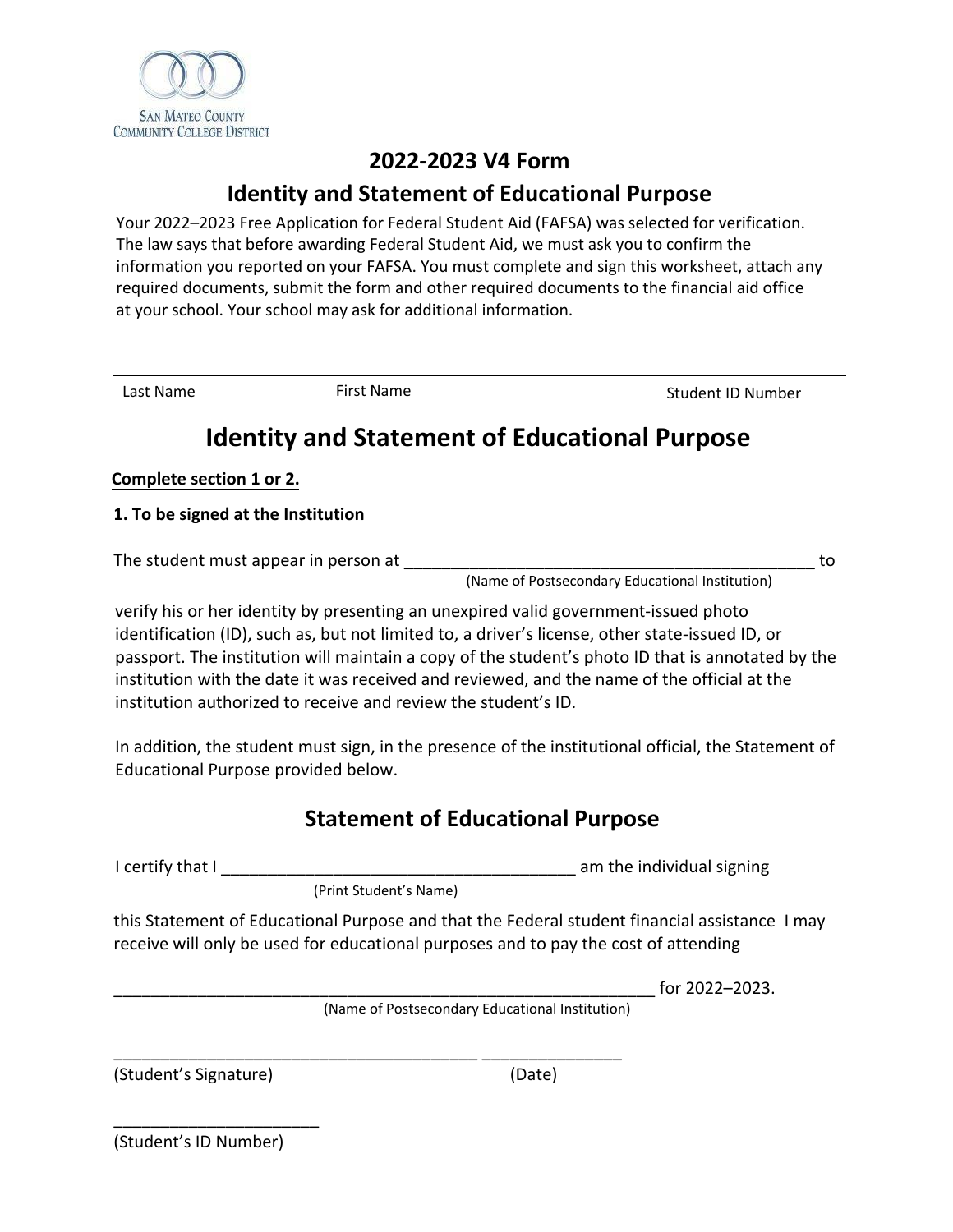San Mateo County Community College District

# 2022-2023 V4 Form

## Identity and Statement of Educational Purpose

Your 2022–2023 Free Application for Federal Student Aid (FAFSA) was selected for verification. The law says that before awarding Federal Student Aid, we must ask you to confirm the information you reported on your FAFSA. You must complete and sign this worksheet, attach any required documents, submit the form and other required documents to the financial aid office at your school. Your school may ask for additional information.

_______________________________________________________________________________

Last Name First Name Student ID Number

# Identity and Statement of Educational Purpose

**Complete section 1 or 2.**

**1. To be signed at the Institution**

The student must appear in person at _____________________________________________ to
(Name of Postsecondary Educational Institution)

verify his or her identity by presenting an unexpired valid government-issued photo identification (ID), such as, but not limited to, a driver's license, other state-issued ID, or passport. The institution will maintain a copy of the student's photo ID that is annotated by the institution with the date it was received and reviewed, and the name of the official at the institution authorized to receive and review the student's ID.

In addition, the student must sign, in the presence of the institutional official, the Statement of Educational Purpose provided below.

## Statement of Educational Purpose

I certify that I ______________________________________ am the individual signing
(Print Student's Name)

this Statement of Educational Purpose and that the Federal student financial assistance I may receive will only be used for educational purposes and to pay the cost of attending

____________________________________________________________ for 2022–2023.
(Name of Postsecondary Educational Institution)

_______________________________________ _______________
(Student's Signature) (Date)

______________________
(Student's ID Number)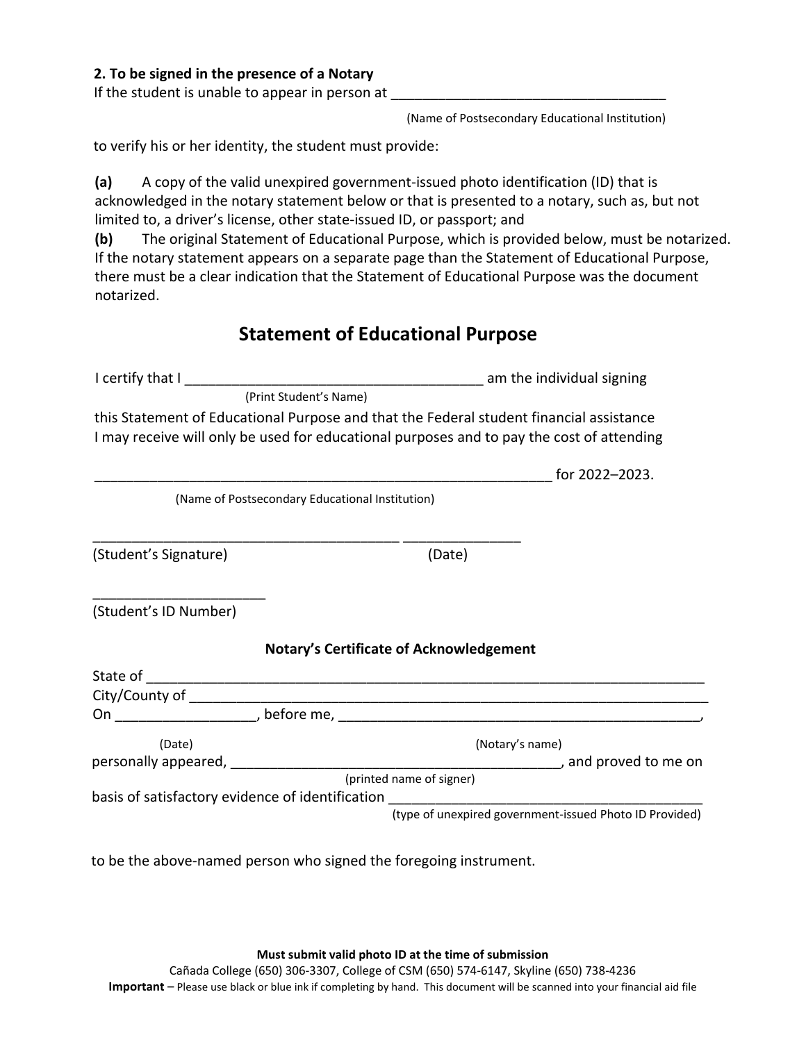**2. To be signed in the presence of a Notary**

If the student is unable to appear in person at ___________________________________
(Name of Postsecondary Educational Institution)

to verify his or her identity, the student must provide:

**(a)** A copy of the valid unexpired government-issued photo identification (ID) that is acknowledged in the notary statement below or that is presented to a notary, such as, but not limited to, a driver's license, other state-issued ID, or passport; and

**(b)** The original Statement of Educational Purpose, which is provided below, must be notarized. If the notary statement appears on a separate page than the Statement of Educational Purpose, there must be a clear indication that the Statement of Educational Purpose was the document notarized.

## Statement of Educational Purpose

I certify that I _____________________________________ am the individual signing
(Print Student's Name)

this Statement of Educational Purpose and that the Federal student financial assistance I may receive will only be used for educational purposes and to pay the cost of attending

__________________________________________________________ for 2022–2023.
(Name of Postsecondary Educational Institution)

_______________________________________ _______________
(Student's Signature) (Date)

_____________________
(Student's ID Number)

**Notary's Certificate of Acknowledgement**

State of ________________________________________________________________________

City/County of ___________________________________________________________________

On _________________, before me, ____________________________________________,
(Date) (Notary's name)

personally appeared, ______________________________________, and proved to me on
(printed name of signer)

basis of satisfactory evidence of identification _____________________________________
(type of unexpired government-issued Photo ID Provided)

to be the above-named person who signed the foregoing instrument.

**Must submit valid photo ID at the time of submission**

Cañada College (650) 306-3307, College of CSM (650) 574-6147, Skyline (650) 738-4236

**Important** – Please use black or blue ink if completing by hand. This document will be scanned into your financial aid file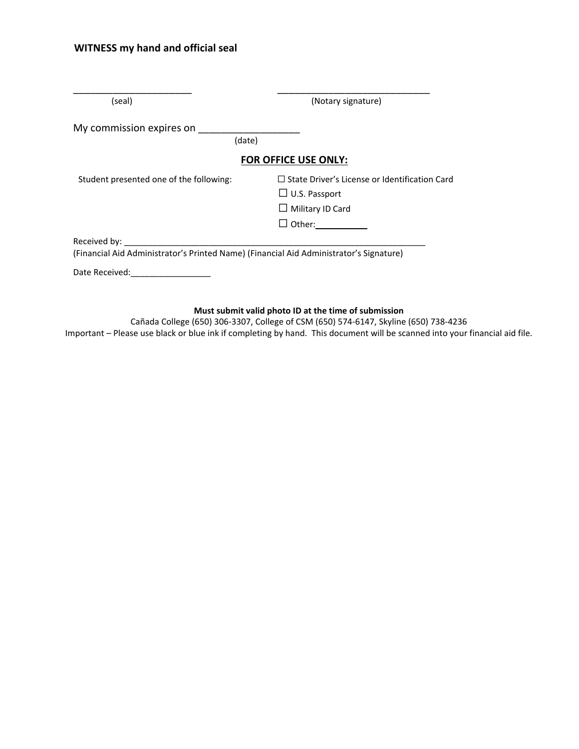**WITNESS my hand and official seal**

______________________ (seal)

_____________________________ (Notary signature)

My commission expires on __________________ (date)

**FOR OFFICE USE ONLY:**

Student presented one of the following:

☐ State Driver's License or Identification Card

☐ U.S. Passport

☐ Military ID Card

☐ Other: __________

Received by: ____________________________________________________________________

(Financial Aid Administrator's Printed Name) (Financial Aid Administrator's Signature)

Date Received: _________________

**Must submit valid photo ID at the time of submission**

Cañada College (650) 306-3307, College of CSM (650) 574-6147, Skyline (650) 738-4236

Important – Please use black or blue ink if completing by hand. This document will be scanned into your financial aid file.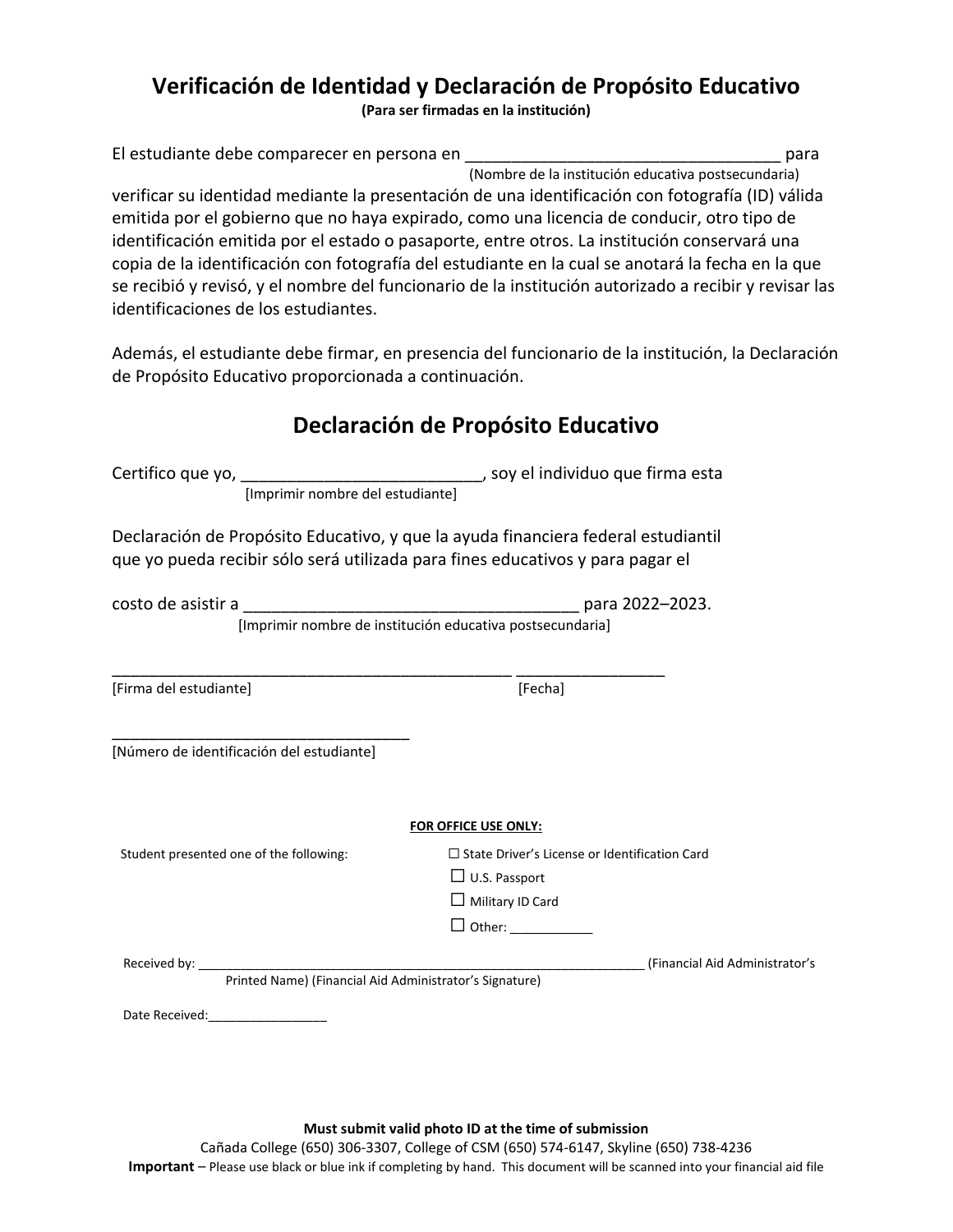# Verificación de Identidad y Declaración de Propósito Educativo

**(Para ser firmadas en la institución)**

El estudiante debe comparecer en persona en __________________________________ para
(Nombre de la institución educativa postsecundaria)
verificar su identidad mediante la presentación de una identificación con fotografía (ID) válida emitida por el gobierno que no haya expirado, como una licencia de conducir, otro tipo de identificación emitida por el estado o pasaporte, entre otros. La institución conservará una copia de la identificación con fotografía del estudiante en la cual se anotará la fecha en la que se recibió y revisó, y el nombre del funcionario de la institución autorizado a recibir y revisar las identificaciones de los estudiantes.

Además, el estudiante debe firmar, en presencia del funcionario de la institución, la Declaración de Propósito Educativo proporcionada a continuación.

## Declaración de Propósito Educativo

Certifico que yo, __________________________, soy el individuo que firma esta
[Imprimir nombre del estudiante]

Declaración de Propósito Educativo, y que la ayuda financiera federal estudiantil que yo pueda recibir sólo será utilizada para fines educativos y para pagar el

costo de asistir a ____________________________________ para 2022–2023.
[Imprimir nombre de institución educativa postsecundaria]

_______________________________________________ _________________
[Firma del estudiante] [Fecha]

___________________________________
[Número de identificación del estudiante]

**FOR OFFICE USE ONLY:**

Student presented one of the following:

☐ State Driver's License or Identification Card
☐ U.S. Passport
☐ Military ID Card
☐ Other: ___________

Received by: _________________________________________________________________ (Financial Aid Administrator's Printed Name) (Financial Aid Administrator's Signature)

Date Received:________________

**Must submit valid photo ID at the time of submission**

Cañada College (650) 306-3307, College of CSM (650) 574-6147, Skyline (650) 738-4236

**Important** – Please use black or blue ink if completing by hand. This document will be scanned into your financial aid file